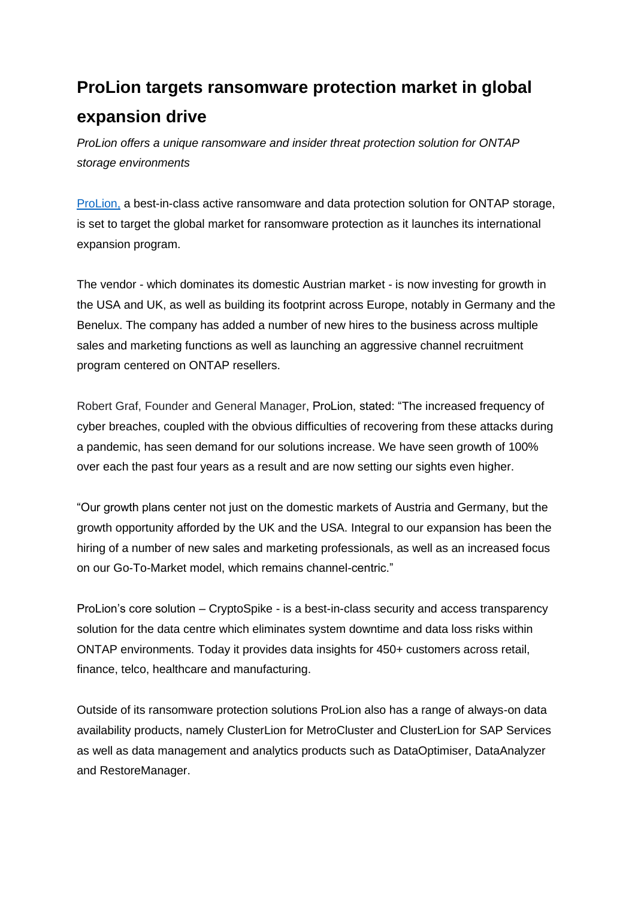# ProLion targets ransomware protection market in global expansion drive

*ProLion offers a unique ransomware and insider threat protection solution for ONTAP storage environments*

[ProLion,](#) a best-in-class active ransomware and data protection solution for ONTAP storage, is set to target the global market for ransomware protection as it launches its international expansion program.

The vendor - which dominates its domestic Austrian market - is now investing for growth in the USA and UK, as well as building its footprint across Europe, notably in Germany and the Benelux. The company has added a number of new hires to the business across multiple sales and marketing functions as well as launching an aggressive channel recruitment program centered on ONTAP resellers.

Robert Graf, Founder and General Manager, ProLion, stated: "The increased frequency of cyber breaches, coupled with the obvious difficulties of recovering from these attacks during a pandemic, has seen demand for our solutions increase. We have seen growth of 100% over each the past four years as a result and are now setting our sights even higher.

"Our growth plans center not just on the domestic markets of Austria and Germany, but the growth opportunity afforded by the UK and the USA. Integral to our expansion has been the hiring of a number of new sales and marketing professionals, as well as an increased focus on our Go-To-Market model, which remains channel-centric."

ProLion's core solution – CryptoSpike - is a best-in-class security and access transparency solution for the data centre which eliminates system downtime and data loss risks within ONTAP environments. Today it provides data insights for 450+ customers across retail, finance, telco, healthcare and manufacturing.

Outside of its ransomware protection solutions ProLion also has a range of always-on data availability products, namely ClusterLion for MetroCluster and ClusterLion for SAP Services as well as data management and analytics products such as DataOptimiser, DataAnalyzer and RestoreManager.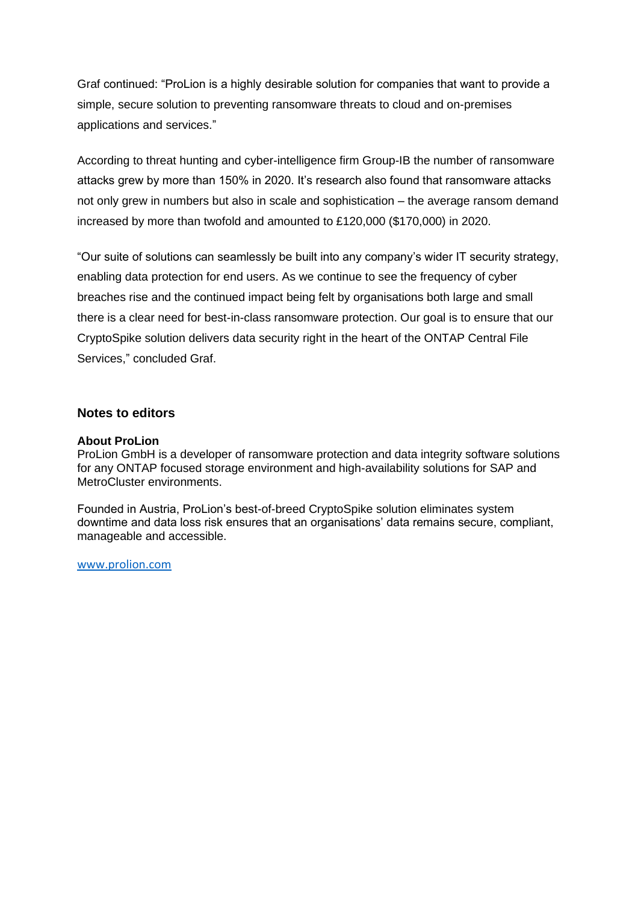Graf continued: "ProLion is a highly desirable solution for companies that want to provide a simple, secure solution to preventing ransomware threats to cloud and on-premises applications and services."

According to threat hunting and cyber-intelligence firm Group-IB the number of ransomware attacks grew by more than 150% in 2020. It's research also found that ransomware attacks not only grew in numbers but also in scale and sophistication – the average ransom demand increased by more than twofold and amounted to £120,000 ($170,000) in 2020.

"Our suite of solutions can seamlessly be built into any company's wider IT security strategy, enabling data protection for end users. As we continue to see the frequency of cyber breaches rise and the continued impact being felt by organisations both large and small there is a clear need for best-in-class ransomware protection. Our goal is to ensure that our CryptoSpike solution delivers data security right in the heart of the ONTAP Central File Services," concluded Graf.

## Notes to editors

**About ProLion**

ProLion GmbH is a developer of ransomware protection and data integrity software solutions for any ONTAP focused storage environment and high-availability solutions for SAP and MetroCluster environments.

Founded in Austria, ProLion's best-of-breed CryptoSpike solution eliminates system downtime and data loss risk ensures that an organisations' data remains secure, compliant, manageable and accessible.

www.prolion.com